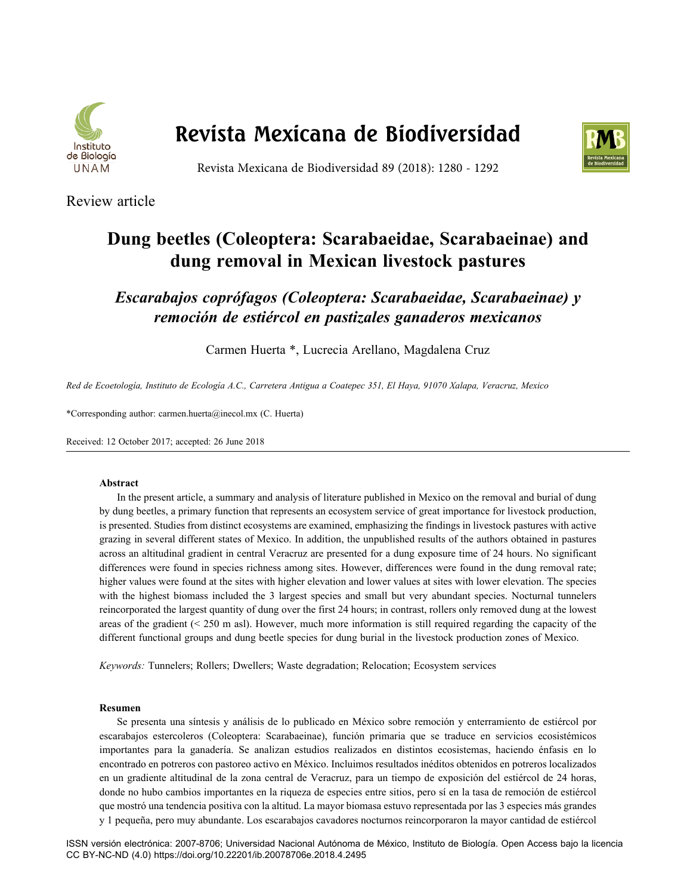Review article

# Dung beetles (Coleoptera: Scarabaeidae, Scarabaeinae) and dung removal in Mexican livestock pastures

## *Escarabajos coprófagos (Coleoptera: Scarabaeidae, Scarabaeinae) y remoción de estiércol en pastizales ganaderos mexicanos*

Carmen Huerta *, Lucrecia Arellano, Magdalena Cruz

*Red de Ecoetología, Instituto de Ecología A.C., Carretera Antigua a Coatepec 351, El Haya, 91070 Xalapa, Veracruz, Mexico*

*Corresponding author: carmen.huerta@inecol.mx (C. Huerta)

Received: 12 October 2017; accepted: 26 June 2018

### Abstract

In the present article, a summary and analysis of literature published in Mexico on the removal and burial of dung by dung beetles, a primary function that represents an ecosystem service of great importance for livestock production, is presented. Studies from distinct ecosystems are examined, emphasizing the findings in livestock pastures with active grazing in several different states of Mexico. In addition, the unpublished results of the authors obtained in pastures across an altitudinal gradient in central Veracruz are presented for a dung exposure time of 24 hours. No significant differences were found in species richness among sites. However, differences were found in the dung removal rate; higher values were found at the sites with higher elevation and lower values at sites with lower elevation. The species with the highest biomass included the 3 largest species and small but very abundant species. Nocturnal tunnelers reincorporated the largest quantity of dung over the first 24 hours; in contrast, rollers only removed dung at the lowest areas of the gradient (< 250 m asl). However, much more information is still required regarding the capacity of the different functional groups and dung beetle species for dung burial in the livestock production zones of Mexico.

*Keywords:* Tunnelers; Rollers; Dwellers; Waste degradation; Relocation; Ecosystem services

### Resumen

Se presenta una síntesis y análisis de lo publicado en México sobre remoción y enterramiento de estiércol por escarabajos estercoleros (Coleoptera: Scarabaeinae), función primaria que se traduce en servicios ecosistémicos importantes para la ganadería. Se analizan estudios realizados en distintos ecosistemas, haciendo énfasis en lo encontrado en potreros con pastoreo activo en México. Incluimos resultados inéditos obtenidos en potreros localizados en un gradiente altitudinal de la zona central de Veracruz, para un tiempo de exposición del estiércol de 24 horas, donde no hubo cambios importantes en la riqueza de especies entre sitios, pero sí en la tasa de remoción de estiércol que mostró una tendencia positiva con la altitud. La mayor biomasa estuvo representada por las 3 especies más grandes y 1 pequeña, pero muy abundante. Los escarabajos cavadores nocturnos reincorporaron la mayor cantidad de estiércol

ISSN versión electrónica: 2007-8706; Universidad Nacional Autónoma de México, Instituto de Biología. Open Access bajo la licencia CC BY-NC-ND (4.0) https://doi.org/10.22201/ib.20078706e.2018.4.2495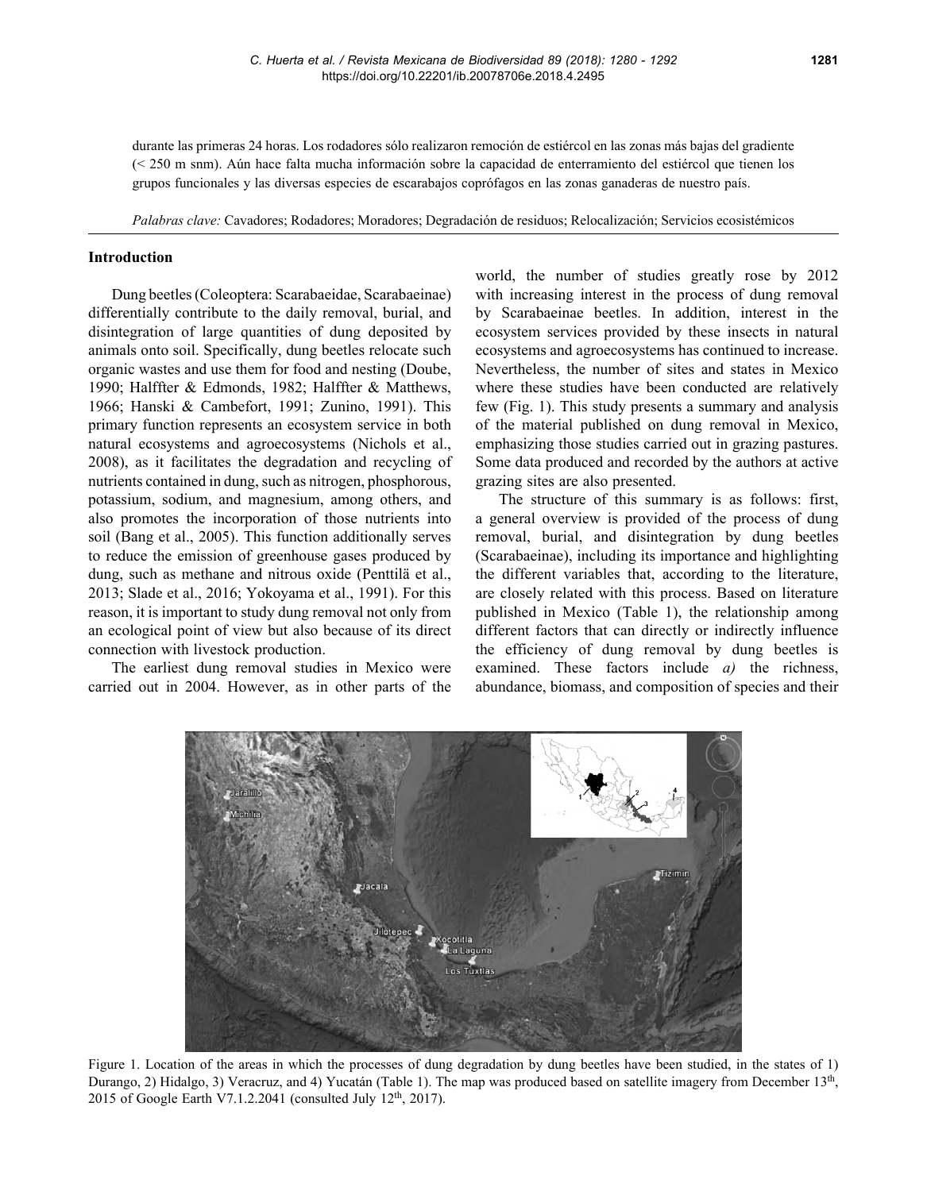durante las primeras 24 horas. Los rodadores sólo realizaron remoción de estiércol en las zonas más bajas del gradiente (< 250 m snm). Aún hace falta mucha información sobre la capacidad de enterramiento del estiércol que tienen los grupos funcionales y las diversas especies de escarabajos coprófagos en las zonas ganaderas de nuestro país.

*Palabras clave:* Cavadores; Rodadores; Moradores; Degradación de residuos; Relocalización; Servicios ecosistémicos

## Introduction

Dung beetles (Coleoptera: Scarabaeidae, Scarabaeinae) differentially contribute to the daily removal, burial, and disintegration of large quantities of dung deposited by animals onto soil. Specifically, dung beetles relocate such organic wastes and use them for food and nesting (Doube, 1990; Halffter & Edmonds, 1982; Halffter & Matthews, 1966; Hanski & Cambefort, 1991; Zunino, 1991). This primary function represents an ecosystem service in both natural ecosystems and agroecosystems (Nichols et al., 2008), as it facilitates the degradation and recycling of nutrients contained in dung, such as nitrogen, phosphorous, potassium, sodium, and magnesium, among others, and also promotes the incorporation of those nutrients into soil (Bang et al., 2005). This function additionally serves to reduce the emission of greenhouse gases produced by dung, such as methane and nitrous oxide (Penttilä et al., 2013; Slade et al., 2016; Yokoyama et al., 1991). For this reason, it is important to study dung removal not only from an ecological point of view but also because of its direct connection with livestock production.

The earliest dung removal studies in Mexico were carried out in 2004. However, as in other parts of the world, the number of studies greatly rose by 2012 with increasing interest in the process of dung removal by Scarabaeinae beetles. In addition, interest in the ecosystem services provided by these insects in natural ecosystems and agroecosystems has continued to increase. Nevertheless, the number of sites and states in Mexico where these studies have been conducted are relatively few (Fig. 1). This study presents a summary and analysis of the material published on dung removal in Mexico, emphasizing those studies carried out in grazing pastures. Some data produced and recorded by the authors at active grazing sites are also presented.

The structure of this summary is as follows: first, a general overview is provided of the process of dung removal, burial, and disintegration by dung beetles (Scarabaeinae), including its importance and highlighting the different variables that, according to the literature, are closely related with this process. Based on literature published in Mexico (Table 1), the relationship among different factors that can directly or indirectly influence the efficiency of dung removal by dung beetles is examined. These factors include *a)* the richness, abundance, biomass, and composition of species and their

Figure 1. Location of the areas in which the processes of dung degradation by dung beetles have been studied, in the states of 1) Durango, 2) Hidalgo, 3) Veracruz, and 4) Yucatán (Table 1). The map was produced based on satellite imagery from December 13th, 2015 of Google Earth V7.1.2.2041 (consulted July 12th, 2017).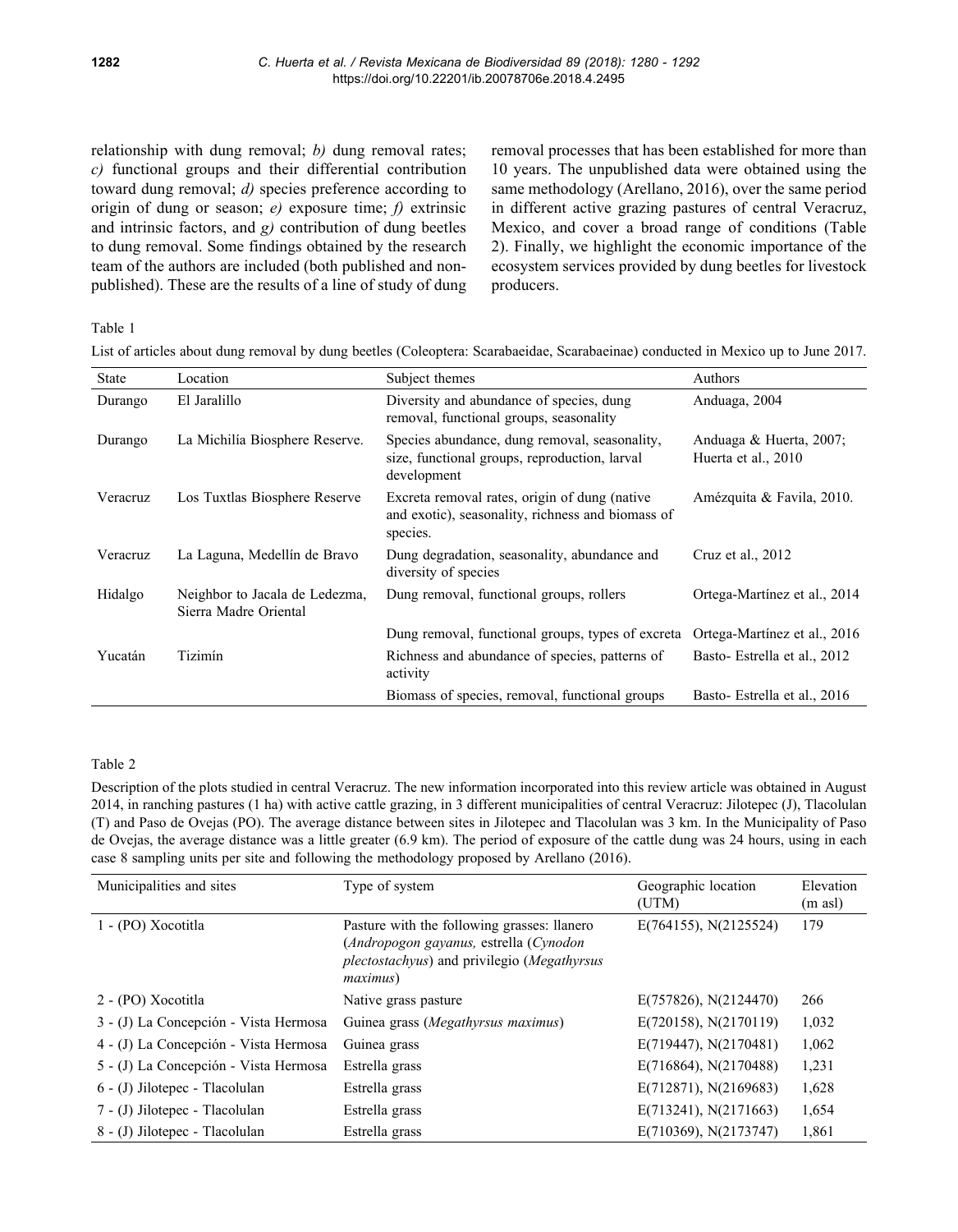relationship with dung removal; *b)* dung removal rates; *c)* functional groups and their differential contribution toward dung removal; *d)* species preference according to origin of dung or season; *e)* exposure time; *f)* extrinsic and intrinsic factors, and *g)* contribution of dung beetles to dung removal. Some findings obtained by the research team of the authors are included (both published and non-published). These are the results of a line of study of dung removal processes that has been established for more than 10 years. The unpublished data were obtained using the same methodology (Arellano, 2016), over the same period in different active grazing pastures of central Veracruz, Mexico, and cover a broad range of conditions (Table 2). Finally, we highlight the economic importance of the ecosystem services provided by dung beetles for livestock producers.

Table 1

List of articles about dung removal by dung beetles (Coleoptera: Scarabaeidae, Scarabaeinae) conducted in Mexico up to June 2017.

| State | Location | Subject themes | Authors |
|---|---|---|---|
| Durango | El Jaralillo | Diversity and abundance of species, dung removal, functional groups, seasonality | Anduaga, 2004 |
| Durango | La Michilía Biosphere Reserve. | Species abundance, dung removal, seasonality, size, functional groups, reproduction, larval development | Anduaga & Huerta, 2007; Huerta et al., 2010 |
| Veracruz | Los Tuxtlas Biosphere Reserve | Excreta removal rates, origin of dung (native and exotic), seasonality, richness and biomass of species. | Amézquita & Favila, 2010. |
| Veracruz | La Laguna, Medellín de Bravo | Dung degradation, seasonality, abundance and diversity of species | Cruz et al., 2012 |
| Hidalgo | Neighbor to Jacala de Ledezma, Sierra Madre Oriental | Dung removal, functional groups, rollers | Ortega-Martínez et al., 2014 |
| | | Dung removal, functional groups, types of excreta | Ortega-Martínez et al., 2016 |
| Yucatán | Tizimín | Richness and abundance of species, patterns of activity | Basto- Estrella et al., 2012 |
| | | Biomass of species, removal, functional groups | Basto- Estrella et al., 2016 |

Table 2

Description of the plots studied in central Veracruz. The new information incorporated into this review article was obtained in August 2014, in ranching pastures (1 ha) with active cattle grazing, in 3 different municipalities of central Veracruz: Jilotepec (J), Tlacolulan (T) and Paso de Ovejas (PO). The average distance between sites in Jilotepec and Tlacolulan was 3 km. In the Municipality of Paso de Ovejas, the average distance was a little greater (6.9 km). The period of exposure of the cattle dung was 24 hours, using in each case 8 sampling units per site and following the methodology proposed by Arellano (2016).

| Municipalities and sites | Type of system | Geographic location (UTM) | Elevation (m asl) |
|---|---|---|---|
| 1 - (PO) Xocotitla | Pasture with the following grasses: llanero (*Andropogon gayanus,* estrella (*Cynodon plectostachyus*) and privilegio (*Megathyrsus maximus*) | E(764155), N(2125524) | 179 |
| 2 - (PO) Xocotitla | Native grass pasture | E(757826), N(2124470) | 266 |
| 3 - (J) La Concepción - Vista Hermosa | Guinea grass (*Megathyrsus maximus*) | E(720158), N(2170119) | 1,032 |
| 4 - (J) La Concepción - Vista Hermosa | Guinea grass | E(719447), N(2170481) | 1,062 |
| 5 - (J) La Concepción - Vista Hermosa | Estrella grass | E(716864), N(2170488) | 1,231 |
| 6 - (J) Jilotepec - Tlacolulan | Estrella grass | E(712871), N(2169683) | 1,628 |
| 7 - (J) Jilotepec - Tlacolulan | Estrella grass | E(713241), N(2171663) | 1,654 |
| 8 - (J) Jilotepec - Tlacolulan | Estrella grass | E(710369), N(2173747) | 1,861 |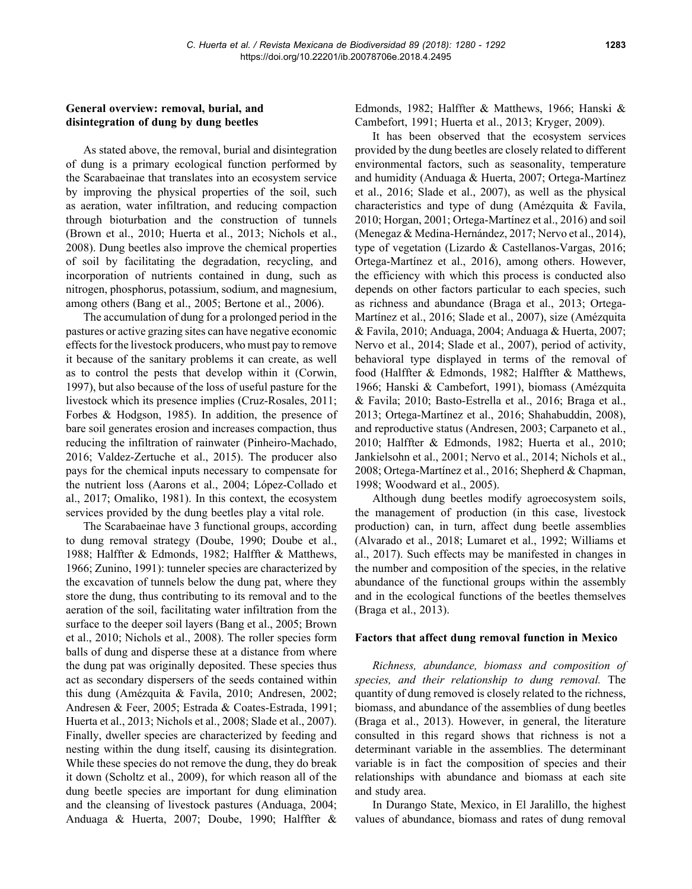## General overview: removal, burial, and disintegration of dung by dung beetles

As stated above, the removal, burial and disintegration of dung is a primary ecological function performed by the Scarabaeinae that translates into an ecosystem service by improving the physical properties of the soil, such as aeration, water infiltration, and reducing compaction through bioturbation and the construction of tunnels (Brown et al., 2010; Huerta et al., 2013; Nichols et al., 2008). Dung beetles also improve the chemical properties of soil by facilitating the degradation, recycling, and incorporation of nutrients contained in dung, such as nitrogen, phosphorus, potassium, sodium, and magnesium, among others (Bang et al., 2005; Bertone et al., 2006).

The accumulation of dung for a prolonged period in the pastures or active grazing sites can have negative economic effects for the livestock producers, who must pay to remove it because of the sanitary problems it can create, as well as to control the pests that develop within it (Corwin, 1997), but also because of the loss of useful pasture for the livestock which its presence implies (Cruz-Rosales, 2011; Forbes & Hodgson, 1985). In addition, the presence of bare soil generates erosion and increases compaction, thus reducing the infiltration of rainwater (Pinheiro-Machado, 2016; Valdez-Zertuche et al., 2015). The producer also pays for the chemical inputs necessary to compensate for the nutrient loss (Aarons et al., 2004; López-Collado et al., 2017; Omaliko, 1981). In this context, the ecosystem services provided by the dung beetles play a vital role.

The Scarabaeinae have 3 functional groups, according to dung removal strategy (Doube, 1990; Doube et al., 1988; Halffter & Edmonds, 1982; Halffter & Matthews, 1966; Zunino, 1991): tunneler species are characterized by the excavation of tunnels below the dung pat, where they store the dung, thus contributing to its removal and to the aeration of the soil, facilitating water infiltration from the surface to the deeper soil layers (Bang et al., 2005; Brown et al., 2010; Nichols et al., 2008). The roller species form balls of dung and disperse these at a distance from where the dung pat was originally deposited. These species thus act as secondary dispersers of the seeds contained within this dung (Amézquita & Favila, 2010; Andresen, 2002; Andresen & Feer, 2005; Estrada & Coates-Estrada, 1991; Huerta et al., 2013; Nichols et al., 2008; Slade et al., 2007). Finally, dweller species are characterized by feeding and nesting within the dung itself, causing its disintegration. While these species do not remove the dung, they do break it down (Scholtz et al., 2009), for which reason all of the dung beetle species are important for dung elimination and the cleansing of livestock pastures (Anduaga, 2004; Anduaga & Huerta, 2007; Doube, 1990; Halffter & Edmonds, 1982; Halffter & Matthews, 1966; Hanski & Cambefort, 1991; Huerta et al., 2013; Kryger, 2009).

It has been observed that the ecosystem services provided by the dung beetles are closely related to different environmental factors, such as seasonality, temperature and humidity (Anduaga & Huerta, 2007; Ortega-Martínez et al., 2016; Slade et al., 2007), as well as the physical characteristics and type of dung (Amézquita & Favila, 2010; Horgan, 2001; Ortega-Martínez et al., 2016) and soil (Menegaz & Medina-Hernández, 2017; Nervo et al., 2014), type of vegetation (Lizardo & Castellanos-Vargas, 2016; Ortega-Martínez et al., 2016), among others. However, the efficiency with which this process is conducted also depends on other factors particular to each species, such as richness and abundance (Braga et al., 2013; Ortega-Martínez et al., 2016; Slade et al., 2007), size (Amézquita & Favila, 2010; Anduaga, 2004; Anduaga & Huerta, 2007; Nervo et al., 2014; Slade et al., 2007), period of activity, behavioral type displayed in terms of the removal of food (Halffter & Edmonds, 1982; Halffter & Matthews, 1966; Hanski & Cambefort, 1991), biomass (Amézquita & Favila; 2010; Basto-Estrella et al., 2016; Braga et al., 2013; Ortega-Martínez et al., 2016; Shahabuddin, 2008), and reproductive status (Andresen, 2003; Carpaneto et al., 2010; Halffter & Edmonds, 1982; Huerta et al., 2010; Jankielsohn et al., 2001; Nervo et al., 2014; Nichols et al., 2008; Ortega-Martínez et al., 2016; Shepherd & Chapman, 1998; Woodward et al., 2005).

Although dung beetles modify agroecosystem soils, the management of production (in this case, livestock production) can, in turn, affect dung beetle assemblies (Alvarado et al., 2018; Lumaret et al., 1992; Williams et al., 2017). Such effects may be manifested in changes in the number and composition of the species, in the relative abundance of the functional groups within the assembly and in the ecological functions of the beetles themselves (Braga et al., 2013).

## Factors that affect dung removal function in Mexico

*Richness, abundance, biomass and composition of species, and their relationship to dung removal.* The quantity of dung removed is closely related to the richness, biomass, and abundance of the assemblies of dung beetles (Braga et al., 2013). However, in general, the literature consulted in this regard shows that richness is not a determinant variable in the assemblies. The determinant variable is in fact the composition of species and their relationships with abundance and biomass at each site and study area.

In Durango State, Mexico, in El Jaralillo, the highest values of abundance, biomass and rates of dung removal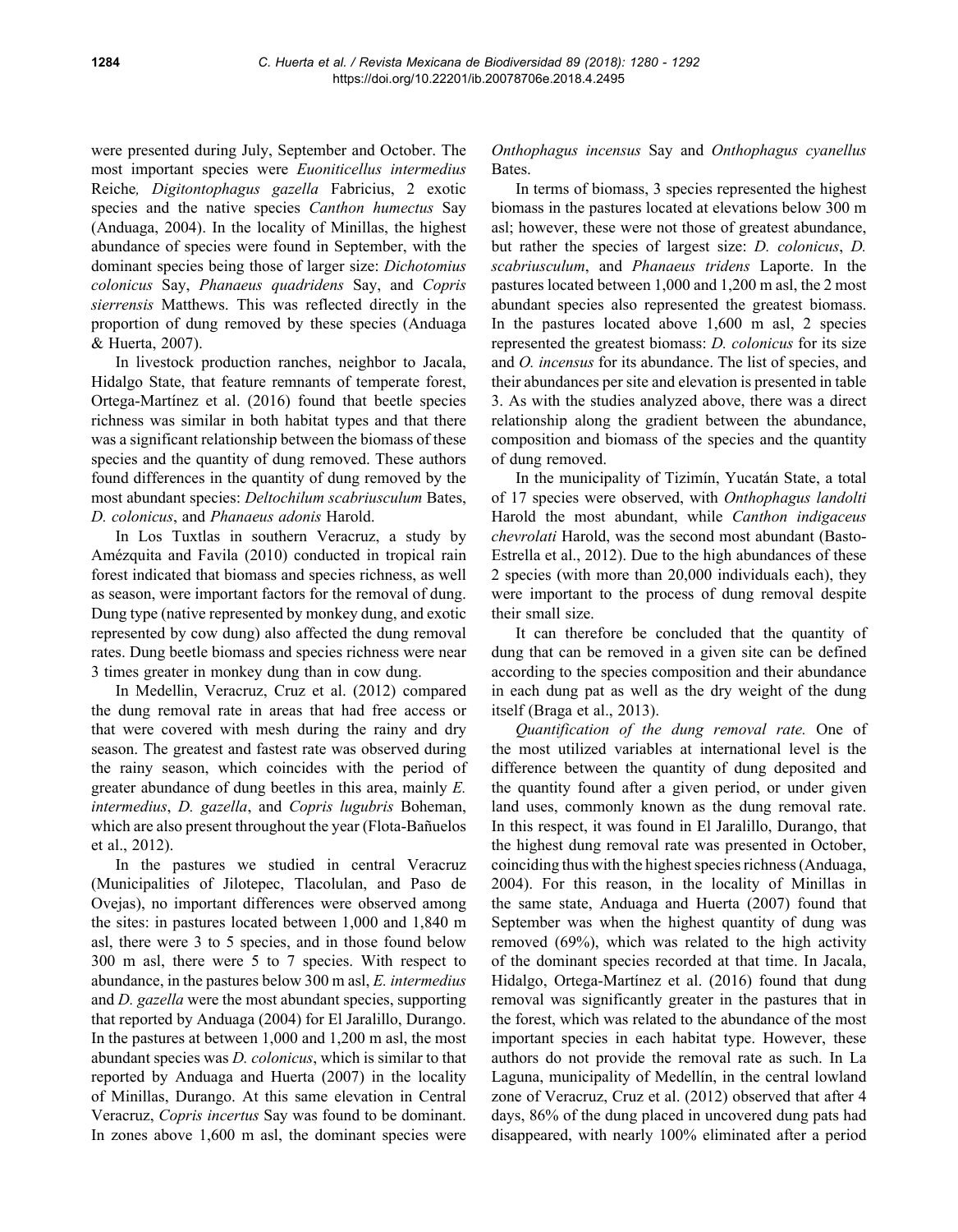were presented during July, September and October. The most important species were *Euoniticellus intermedius* Reiche*, Digitontophagus gazella* Fabricius, 2 exotic species and the native species *Canthon humectus* Say (Anduaga, 2004). In the locality of Minillas, the highest abundance of species were found in September, with the dominant species being those of larger size: *Dichotomius colonicus* Say, *Phanaeus quadridens* Say, and *Copris sierrensis* Matthews. This was reflected directly in the proportion of dung removed by these species (Anduaga & Huerta, 2007).

In livestock production ranches, neighbor to Jacala, Hidalgo State, that feature remnants of temperate forest, Ortega-Martínez et al. (2016) found that beetle species richness was similar in both habitat types and that there was a significant relationship between the biomass of these species and the quantity of dung removed. These authors found differences in the quantity of dung removed by the most abundant species: *Deltochilum scabriusculum* Bates, *D. colonicus*, and *Phanaeus adonis* Harold.

In Los Tuxtlas in southern Veracruz, a study by Amézquita and Favila (2010) conducted in tropical rain forest indicated that biomass and species richness, as well as season, were important factors for the removal of dung. Dung type (native represented by monkey dung, and exotic represented by cow dung) also affected the dung removal rates. Dung beetle biomass and species richness were near 3 times greater in monkey dung than in cow dung.

In Medellin, Veracruz, Cruz et al. (2012) compared the dung removal rate in areas that had free access or that were covered with mesh during the rainy and dry season. The greatest and fastest rate was observed during the rainy season, which coincides with the period of greater abundance of dung beetles in this area, mainly *E. intermedius*, *D. gazella*, and *Copris lugubris* Boheman, which are also present throughout the year (Flota-Bañuelos et al., 2012).

In the pastures we studied in central Veracruz (Municipalities of Jilotepec, Tlacolulan, and Paso de Ovejas), no important differences were observed among the sites: in pastures located between 1,000 and 1,840 m asl, there were 3 to 5 species, and in those found below 300 m asl, there were 5 to 7 species. With respect to abundance, in the pastures below 300 m asl, *E. intermedius* and *D. gazella* were the most abundant species, supporting that reported by Anduaga (2004) for El Jaralillo, Durango. In the pastures at between 1,000 and 1,200 m asl, the most abundant species was *D. colonicus*, which is similar to that reported by Anduaga and Huerta (2007) in the locality of Minillas, Durango. At this same elevation in Central Veracruz, *Copris incertus* Say was found to be dominant. In zones above 1,600 m asl, the dominant species were *Onthophagus incensus* Say and *Onthophagus cyanellus* Bates.

In terms of biomass, 3 species represented the highest biomass in the pastures located at elevations below 300 m asl; however, these were not those of greatest abundance, but rather the species of largest size: *D. colonicus*, *D. scabriusculum*, and *Phanaeus tridens* Laporte. In the pastures located between 1,000 and 1,200 m asl, the 2 most abundant species also represented the greatest biomass. In the pastures located above 1,600 m asl, 2 species represented the greatest biomass: *D. colonicus* for its size and *O. incensus* for its abundance. The list of species, and their abundances per site and elevation is presented in table 3. As with the studies analyzed above, there was a direct relationship along the gradient between the abundance, composition and biomass of the species and the quantity of dung removed.

In the municipality of Tizimín, Yucatán State, a total of 17 species were observed, with *Onthophagus landolti* Harold the most abundant, while *Canthon indigaceus chevrolati* Harold, was the second most abundant (Basto-Estrella et al., 2012). Due to the high abundances of these 2 species (with more than 20,000 individuals each), they were important to the process of dung removal despite their small size.

It can therefore be concluded that the quantity of dung that can be removed in a given site can be defined according to the species composition and their abundance in each dung pat as well as the dry weight of the dung itself (Braga et al., 2013).

*Quantification of the dung removal rate.* One of the most utilized variables at international level is the difference between the quantity of dung deposited and the quantity found after a given period, or under given land uses, commonly known as the dung removal rate. In this respect, it was found in El Jaralillo, Durango, that the highest dung removal rate was presented in October, coinciding thus with the highest species richness (Anduaga, 2004). For this reason, in the locality of Minillas in the same state, Anduaga and Huerta (2007) found that September was when the highest quantity of dung was removed (69%), which was related to the high activity of the dominant species recorded at that time. In Jacala, Hidalgo, Ortega-Martínez et al. (2016) found that dung removal was significantly greater in the pastures that in the forest, which was related to the abundance of the most important species in each habitat type. However, these authors do not provide the removal rate as such. In La Laguna, municipality of Medellín, in the central lowland zone of Veracruz, Cruz et al. (2012) observed that after 4 days, 86% of the dung placed in uncovered dung pats had disappeared, with nearly 100% eliminated after a period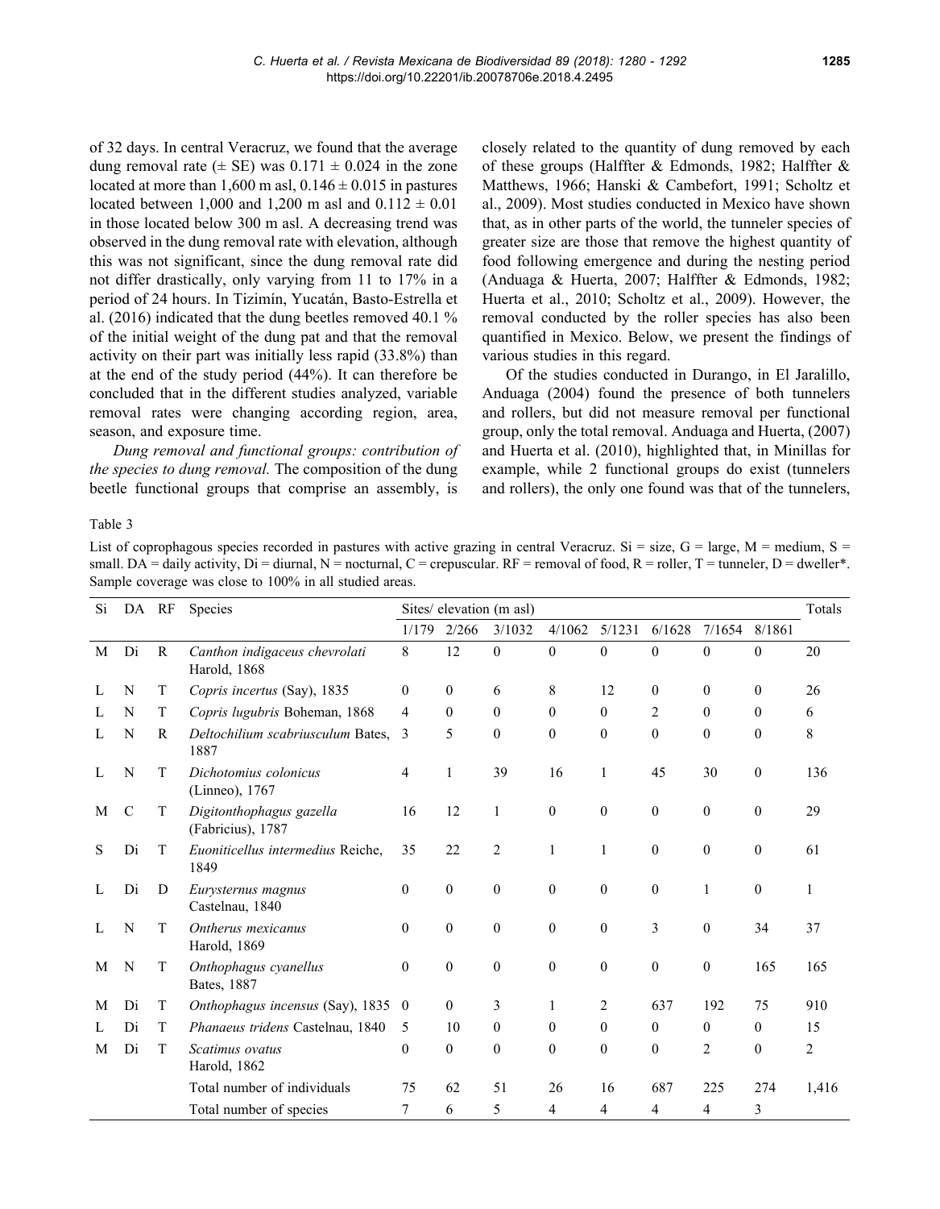of 32 days. In central Veracruz, we found that the average dung removal rate (± SE) was 0.171 ± 0.024 in the zone located at more than 1,600 m asl, 0.146 ± 0.015 in pastures located between 1,000 and 1,200 m asl and 0.112 ± 0.01 in those located below 300 m asl. A decreasing trend was observed in the dung removal rate with elevation, although this was not significant, since the dung removal rate did not differ drastically, only varying from 11 to 17% in a period of 24 hours. In Tizimín, Yucatán, Basto-Estrella et al. (2016) indicated that the dung beetles removed 40.1 % of the initial weight of the dung pat and that the removal activity on their part was initially less rapid (33.8%) than at the end of the study period (44%). It can therefore be concluded that in the different studies analyzed, variable removal rates were changing according region, area, season, and exposure time.

*Dung removal and functional groups: contribution of the species to dung removal.* The composition of the dung beetle functional groups that comprise an assembly, is closely related to the quantity of dung removed by each of these groups (Halffter & Edmonds, 1982; Halffter & Matthews, 1966; Hanski & Cambefort, 1991; Scholtz et al., 2009). Most studies conducted in Mexico have shown that, as in other parts of the world, the tunneler species of greater size are those that remove the highest quantity of food following emergence and during the nesting period (Anduaga & Huerta, 2007; Halffter & Edmonds, 1982; Huerta et al., 2010; Scholtz et al., 2009). However, the removal conducted by the roller species has also been quantified in Mexico. Below, we present the findings of various studies in this regard.

Of the studies conducted in Durango, in El Jaralillo, Anduaga (2004) found the presence of both tunnelers and rollers, but did not measure removal per functional group, only the total removal. Anduaga and Huerta, (2007) and Huerta et al. (2010), highlighted that, in Minillas for example, while 2 functional groups do exist (tunnelers and rollers), the only one found was that of the tunnelers,

Table 3

List of coprophagous species recorded in pastures with active grazing in central Veracruz. Si = size, G = large, M = medium, S = small. DA = daily activity, Di = diurnal, N = nocturnal, C = crepuscular. RF = removal of food, R = roller, T = tunneler, D = dweller*. Sample coverage was close to 100% in all studied areas.

| Si | DA | RF | Species | Sites/ elevation (m asl) | | | | | | | | Totals |
|---|---|---|---|---|---|---|---|---|---|---|---|---|
| | | | | 1/179 | 2/266 | 3/1032 | 4/1062 | 5/1231 | 6/1628 | 7/1654 | 8/1861 | |
| M | Di | R | *Canthon indigaceus chevrolati* Harold, 1868 | 8 | 12 | 0 | 0 | 0 | 0 | 0 | 0 | 20 |
| L | N | T | *Copris incertus* (Say), 1835 | 0 | 0 | 6 | 8 | 12 | 0 | 0 | 0 | 26 |
| L | N | T | *Copris lugubris* Boheman, 1868 | 4 | 0 | 0 | 0 | 0 | 2 | 0 | 0 | 6 |
| L | N | R | *Deltochilium scabriusculum* Bates, 1887 | 3 | 5 | 0 | 0 | 0 | 0 | 0 | 0 | 8 |
| L | N | T | *Dichotomius colonicus* (Linneo), 1767 | 4 | 1 | 39 | 16 | 1 | 45 | 30 | 0 | 136 |
| M | C | T | *Digitonthophagus gazella* (Fabricius), 1787 | 16 | 12 | 1 | 0 | 0 | 0 | 0 | 0 | 29 |
| S | Di | T | *Euoniticellus intermedius* Reiche, 1849 | 35 | 22 | 2 | 1 | 1 | 0 | 0 | 0 | 61 |
| L | Di | D | *Eurysternus magnus* Castelnau, 1840 | 0 | 0 | 0 | 0 | 0 | 0 | 1 | 0 | 1 |
| L | N | T | *Ontherus mexicanus* Harold, 1869 | 0 | 0 | 0 | 0 | 0 | 3 | 0 | 34 | 37 |
| M | N | T | *Onthophagus cyanellus* Bates, 1887 | 0 | 0 | 0 | 0 | 0 | 0 | 0 | 165 | 165 |
| M | Di | T | *Onthophagus incensus* (Say), 1835 | 0 | 0 | 3 | 1 | 2 | 637 | 192 | 75 | 910 |
| L | Di | T | *Phanaeus tridens* Castelnau, 1840 | 5 | 10 | 0 | 0 | 0 | 0 | 0 | 0 | 15 |
| M | Di | T | *Scatimus ovatus* Harold, 1862 | 0 | 0 | 0 | 0 | 0 | 0 | 2 | 0 | 2 |
| | | | Total number of individuals | 75 | 62 | 51 | 26 | 16 | 687 | 225 | 274 | 1,416 |
| | | | Total number of species | 7 | 6 | 5 | 4 | 4 | 4 | 4 | 3 | |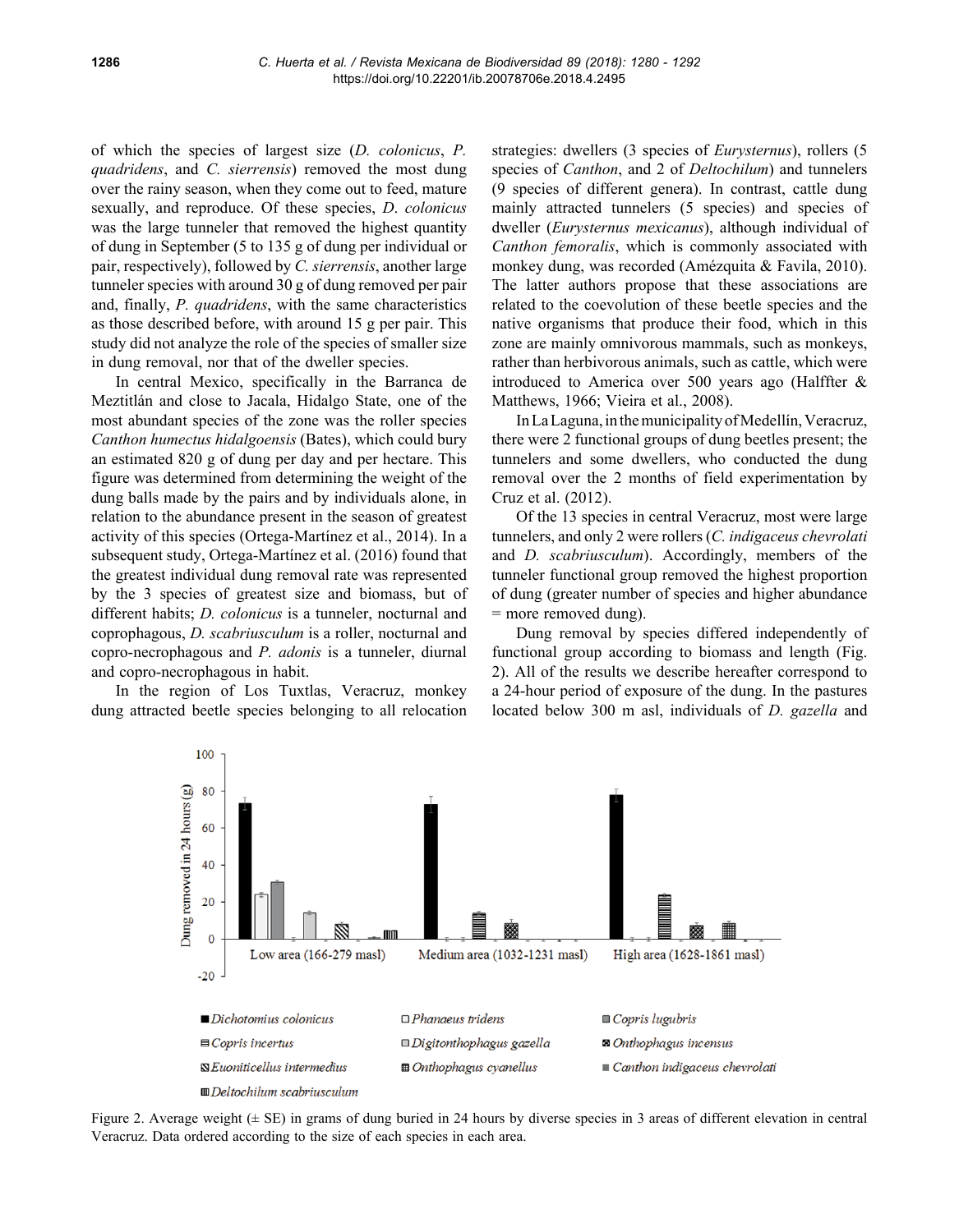of which the species of largest size (*D. colonicus*, *P. quadridens*, and *C. sierrensis*) removed the most dung over the rainy season, when they come out to feed, mature sexually, and reproduce. Of these species, *D. colonicus* was the large tunneler that removed the highest quantity of dung in September (5 to 135 g of dung per individual or pair, respectively), followed by *C. sierrensis*, another large tunneler species with around 30 g of dung removed per pair and, finally, *P. quadridens*, with the same characteristics as those described before, with around 15 g per pair. This study did not analyze the role of the species of smaller size in dung removal, nor that of the dweller species.

In central Mexico, specifically in the Barranca de Meztitlán and close to Jacala, Hidalgo State, one of the most abundant species of the zone was the roller species *Canthon humectus hidalgoensis* (Bates), which could bury an estimated 820 g of dung per day and per hectare. This figure was determined from determining the weight of the dung balls made by the pairs and by individuals alone, in relation to the abundance present in the season of greatest activity of this species (Ortega-Martínez et al., 2014). In a subsequent study, Ortega-Martínez et al. (2016) found that the greatest individual dung removal rate was represented by the 3 species of greatest size and biomass, but of different habits; *D. colonicus* is a tunneler, nocturnal and coprophagous, *D. scabriusculum* is a roller, nocturnal and copro-necrophagous and *P. adonis* is a tunneler, diurnal and copro-necrophagous in habit.

In the region of Los Tuxtlas, Veracruz, monkey dung attracted beetle species belonging to all relocation strategies: dwellers (3 species of *Eurysternus*), rollers (5 species of *Canthon*, and 2 of *Deltochilum*) and tunnelers (9 species of different genera). In contrast, cattle dung mainly attracted tunnelers (5 species) and species of dweller (*Eurysternus mexicanus*), although individual of *Canthon femoralis*, which is commonly associated with monkey dung, was recorded (Amézquita & Favila, 2010). The latter authors propose that these associations are related to the coevolution of these beetle species and the native organisms that produce their food, which in this zone are mainly omnivorous mammals, such as monkeys, rather than herbivorous animals, such as cattle, which were introduced to America over 500 years ago (Halffter & Matthews, 1966; Vieira et al., 2008).

In La Laguna, in the municipality of Medellín, Veracruz, there were 2 functional groups of dung beetles present; the tunnelers and some dwellers, who conducted the dung removal over the 2 months of field experimentation by Cruz et al. (2012).

Of the 13 species in central Veracruz, most were large tunnelers, and only 2 were rollers (*C. indigaceus chevrolati* and *D. scabriusculum*). Accordingly, members of the tunneler functional group removed the highest proportion of dung (greater number of species and higher abundance = more removed dung).

Dung removal by species differed independently of functional group according to biomass and length (Fig. 2). All of the results we describe hereafter correspond to a 24-hour period of exposure of the dung. In the pastures located below 300 m asl, individuals of *D. gazella* and

Figure 2. Average weight (± SE) in grams of dung buried in 24 hours by diverse species in 3 areas of different elevation in central Veracruz. Data ordered according to the size of each species in each area.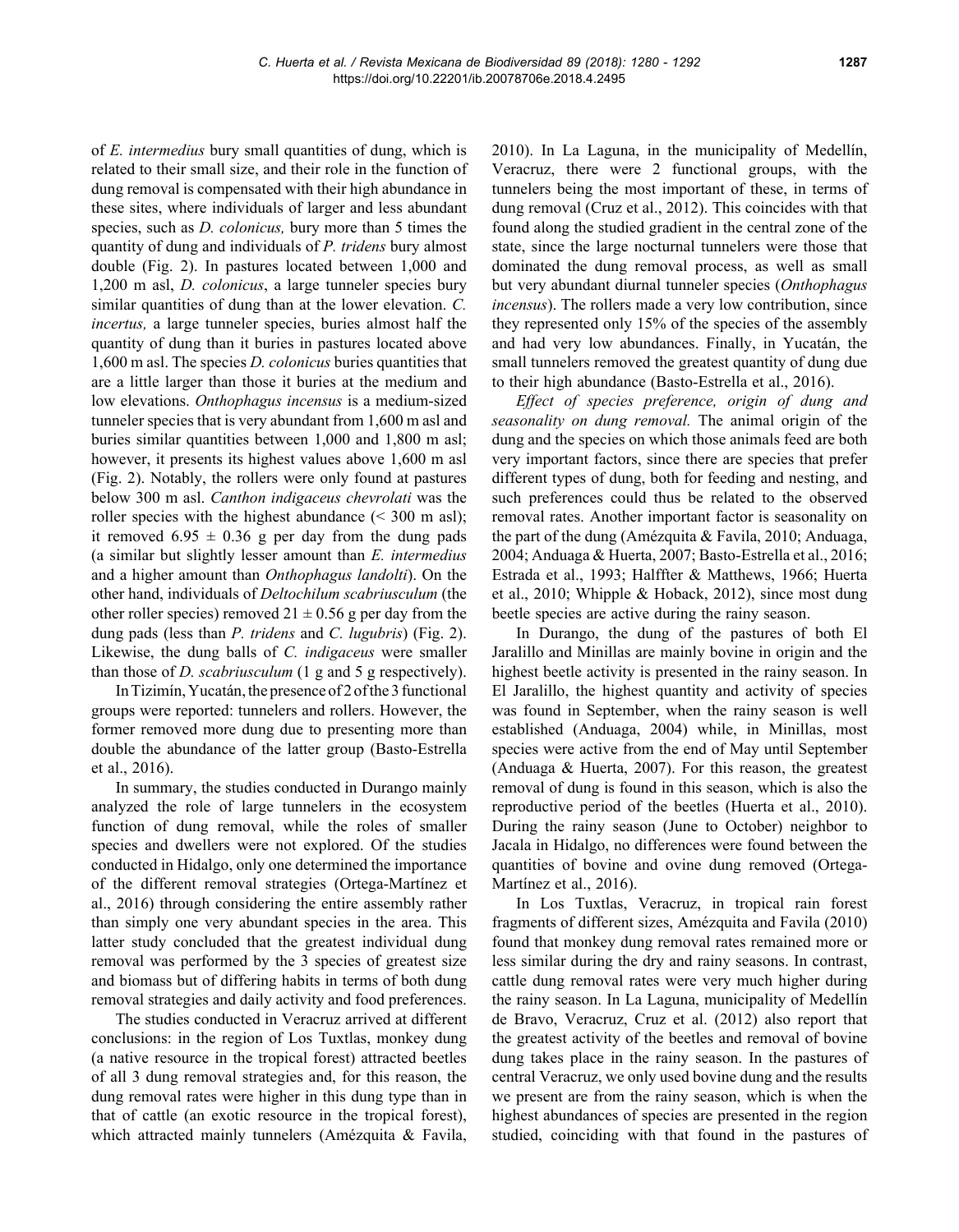of *E. intermedius* bury small quantities of dung, which is related to their small size, and their role in the function of dung removal is compensated with their high abundance in these sites, where individuals of larger and less abundant species, such as *D. colonicus,* bury more than 5 times the quantity of dung and individuals of *P. tridens* bury almost double (Fig. 2). In pastures located between 1,000 and 1,200 m asl, *D. colonicus*, a large tunneler species bury similar quantities of dung than at the lower elevation. *C. incertus,* a large tunneler species, buries almost half the quantity of dung than it buries in pastures located above 1,600 m asl. The species *D. colonicus* buries quantities that are a little larger than those it buries at the medium and low elevations. *Onthophagus incensus* is a medium-sized tunneler species that is very abundant from 1,600 m asl and buries similar quantities between 1,000 and 1,800 m asl; however, it presents its highest values above 1,600 m asl (Fig. 2). Notably, the rollers were only found at pastures below 300 m asl. *Canthon indigaceus chevrolati* was the roller species with the highest abundance (< 300 m asl); it removed 6.95 ± 0.36 g per day from the dung pads (a similar but slightly lesser amount than *E. intermedius* and a higher amount than *Onthophagus landolti*). On the other hand, individuals of *Deltochilum scabriusculum* (the other roller species) removed 21 ± 0.56 g per day from the dung pads (less than *P. tridens* and *C. lugubris*) (Fig. 2). Likewise, the dung balls of *C. indigaceus* were smaller than those of *D. scabriusculum* (1 g and 5 g respectively).

In Tizimín, Yucatán, the presence of 2 of the 3 functional groups were reported: tunnelers and rollers. However, the former removed more dung due to presenting more than double the abundance of the latter group (Basto-Estrella et al., 2016).

In summary, the studies conducted in Durango mainly analyzed the role of large tunnelers in the ecosystem function of dung removal, while the roles of smaller species and dwellers were not explored. Of the studies conducted in Hidalgo, only one determined the importance of the different removal strategies (Ortega-Martínez et al., 2016) through considering the entire assembly rather than simply one very abundant species in the area. This latter study concluded that the greatest individual dung removal was performed by the 3 species of greatest size and biomass but of differing habits in terms of both dung removal strategies and daily activity and food preferences.

The studies conducted in Veracruz arrived at different conclusions: in the region of Los Tuxtlas, monkey dung (a native resource in the tropical forest) attracted beetles of all 3 dung removal strategies and, for this reason, the dung removal rates were higher in this dung type than in that of cattle (an exotic resource in the tropical forest), which attracted mainly tunnelers (Amézquita & Favila, 2010). In La Laguna, in the municipality of Medellín, Veracruz, there were 2 functional groups, with the tunnelers being the most important of these, in terms of dung removal (Cruz et al., 2012). This coincides with that found along the studied gradient in the central zone of the state, since the large nocturnal tunnelers were those that dominated the dung removal process, as well as small but very abundant diurnal tunneler species (*Onthophagus incensus*). The rollers made a very low contribution, since they represented only 15% of the species of the assembly and had very low abundances. Finally, in Yucatán, the small tunnelers removed the greatest quantity of dung due to their high abundance (Basto-Estrella et al., 2016).

*Effect of species preference, origin of dung and seasonality on dung removal.* The animal origin of the dung and the species on which those animals feed are both very important factors, since there are species that prefer different types of dung, both for feeding and nesting, and such preferences could thus be related to the observed removal rates. Another important factor is seasonality on the part of the dung (Amézquita & Favila, 2010; Anduaga, 2004; Anduaga & Huerta, 2007; Basto-Estrella et al., 2016; Estrada et al., 1993; Halffter & Matthews, 1966; Huerta et al., 2010; Whipple & Hoback, 2012), since most dung beetle species are active during the rainy season.

In Durango, the dung of the pastures of both El Jaralillo and Minillas are mainly bovine in origin and the highest beetle activity is presented in the rainy season. In El Jaralillo, the highest quantity and activity of species was found in September, when the rainy season is well established (Anduaga, 2004) while, in Minillas, most species were active from the end of May until September (Anduaga & Huerta, 2007). For this reason, the greatest removal of dung is found in this season, which is also the reproductive period of the beetles (Huerta et al., 2010). During the rainy season (June to October) neighbor to Jacala in Hidalgo, no differences were found between the quantities of bovine and ovine dung removed (Ortega-Martínez et al., 2016).

In Los Tuxtlas, Veracruz, in tropical rain forest fragments of different sizes, Amézquita and Favila (2010) found that monkey dung removal rates remained more or less similar during the dry and rainy seasons. In contrast, cattle dung removal rates were very much higher during the rainy season. In La Laguna, municipality of Medellín de Bravo, Veracruz, Cruz et al. (2012) also report that the greatest activity of the beetles and removal of bovine dung takes place in the rainy season. In the pastures of central Veracruz, we only used bovine dung and the results we present are from the rainy season, which is when the highest abundances of species are presented in the region studied, coinciding with that found in the pastures of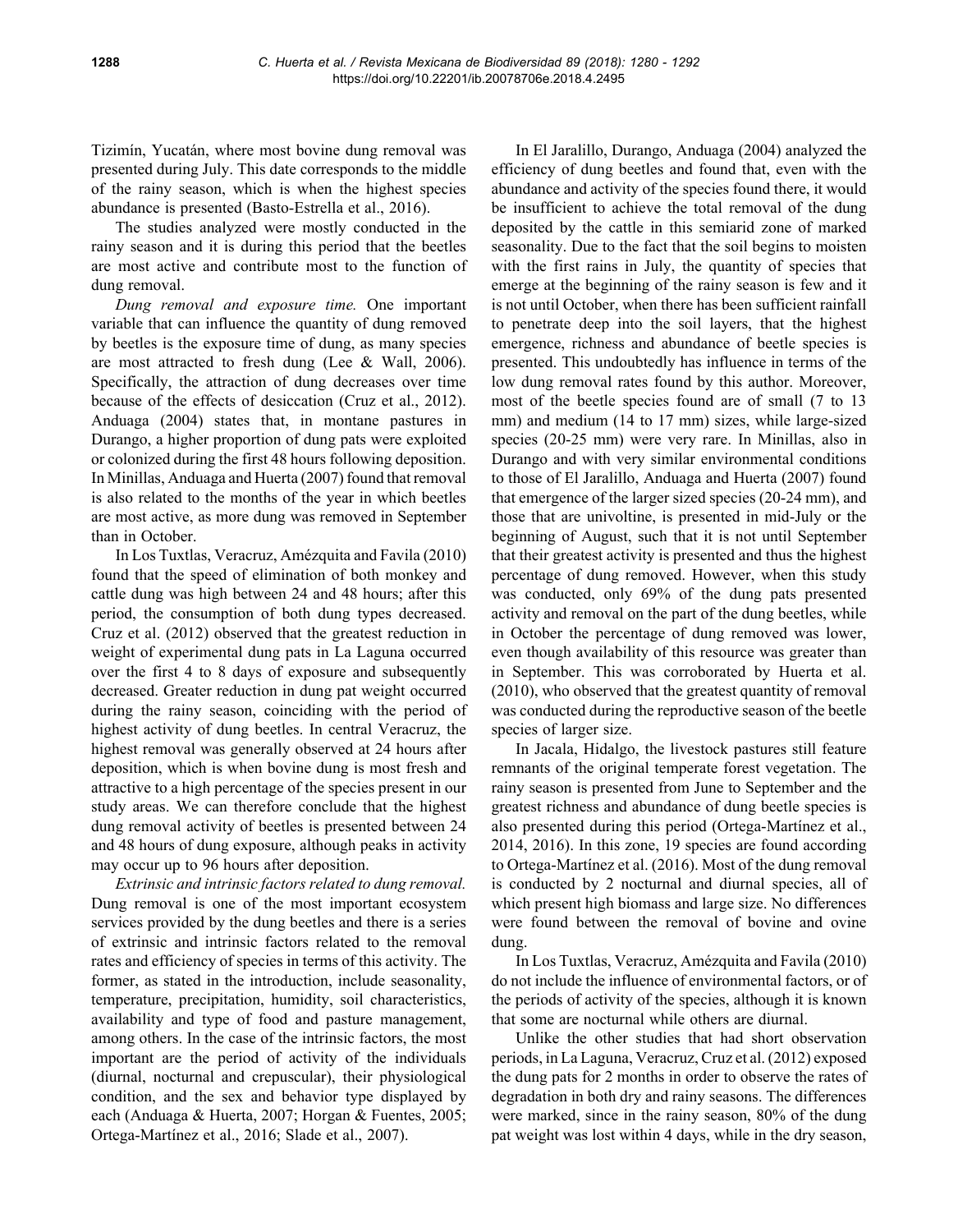Tizimín, Yucatán, where most bovine dung removal was presented during July. This date corresponds to the middle of the rainy season, which is when the highest species abundance is presented (Basto-Estrella et al., 2016).

The studies analyzed were mostly conducted in the rainy season and it is during this period that the beetles are most active and contribute most to the function of dung removal.

*Dung removal and exposure time.* One important variable that can influence the quantity of dung removed by beetles is the exposure time of dung, as many species are most attracted to fresh dung (Lee & Wall, 2006). Specifically, the attraction of dung decreases over time because of the effects of desiccation (Cruz et al., 2012). Anduaga (2004) states that, in montane pastures in Durango, a higher proportion of dung pats were exploited or colonized during the first 48 hours following deposition. In Minillas, Anduaga and Huerta (2007) found that removal is also related to the months of the year in which beetles are most active, as more dung was removed in September than in October.

In Los Tuxtlas, Veracruz, Amézquita and Favila (2010) found that the speed of elimination of both monkey and cattle dung was high between 24 and 48 hours; after this period, the consumption of both dung types decreased. Cruz et al. (2012) observed that the greatest reduction in weight of experimental dung pats in La Laguna occurred over the first 4 to 8 days of exposure and subsequently decreased. Greater reduction in dung pat weight occurred during the rainy season, coinciding with the period of highest activity of dung beetles. In central Veracruz, the highest removal was generally observed at 24 hours after deposition, which is when bovine dung is most fresh and attractive to a high percentage of the species present in our study areas. We can therefore conclude that the highest dung removal activity of beetles is presented between 24 and 48 hours of dung exposure, although peaks in activity may occur up to 96 hours after deposition.

*Extrinsic and intrinsic factors related to dung removal.* Dung removal is one of the most important ecosystem services provided by the dung beetles and there is a series of extrinsic and intrinsic factors related to the removal rates and efficiency of species in terms of this activity. The former, as stated in the introduction, include seasonality, temperature, precipitation, humidity, soil characteristics, availability and type of food and pasture management, among others. In the case of the intrinsic factors, the most important are the period of activity of the individuals (diurnal, nocturnal and crepuscular), their physiological condition, and the sex and behavior type displayed by each (Anduaga & Huerta, 2007; Horgan & Fuentes, 2005; Ortega-Martínez et al., 2016; Slade et al., 2007).

In El Jaralillo, Durango, Anduaga (2004) analyzed the efficiency of dung beetles and found that, even with the abundance and activity of the species found there, it would be insufficient to achieve the total removal of the dung deposited by the cattle in this semiarid zone of marked seasonality. Due to the fact that the soil begins to moisten with the first rains in July, the quantity of species that emerge at the beginning of the rainy season is few and it is not until October, when there has been sufficient rainfall to penetrate deep into the soil layers, that the highest emergence, richness and abundance of beetle species is presented. This undoubtedly has influence in terms of the low dung removal rates found by this author. Moreover, most of the beetle species found are of small (7 to 13 mm) and medium (14 to 17 mm) sizes, while large-sized species (20-25 mm) were very rare. In Minillas, also in Durango and with very similar environmental conditions to those of El Jaralillo, Anduaga and Huerta (2007) found that emergence of the larger sized species (20-24 mm), and those that are univoltine, is presented in mid-July or the beginning of August, such that it is not until September that their greatest activity is presented and thus the highest percentage of dung removed. However, when this study was conducted, only 69% of the dung pats presented activity and removal on the part of the dung beetles, while in October the percentage of dung removed was lower, even though availability of this resource was greater than in September. This was corroborated by Huerta et al. (2010), who observed that the greatest quantity of removal was conducted during the reproductive season of the beetle species of larger size.

In Jacala, Hidalgo, the livestock pastures still feature remnants of the original temperate forest vegetation. The rainy season is presented from June to September and the greatest richness and abundance of dung beetle species is also presented during this period (Ortega-Martínez et al., 2014, 2016). In this zone, 19 species are found according to Ortega-Martínez et al. (2016). Most of the dung removal is conducted by 2 nocturnal and diurnal species, all of which present high biomass and large size. No differences were found between the removal of bovine and ovine dung.

In Los Tuxtlas, Veracruz, Amézquita and Favila (2010) do not include the influence of environmental factors, or of the periods of activity of the species, although it is known that some are nocturnal while others are diurnal.

Unlike the other studies that had short observation periods, in La Laguna, Veracruz, Cruz et al. (2012) exposed the dung pats for 2 months in order to observe the rates of degradation in both dry and rainy seasons. The differences were marked, since in the rainy season, 80% of the dung pat weight was lost within 4 days, while in the dry season,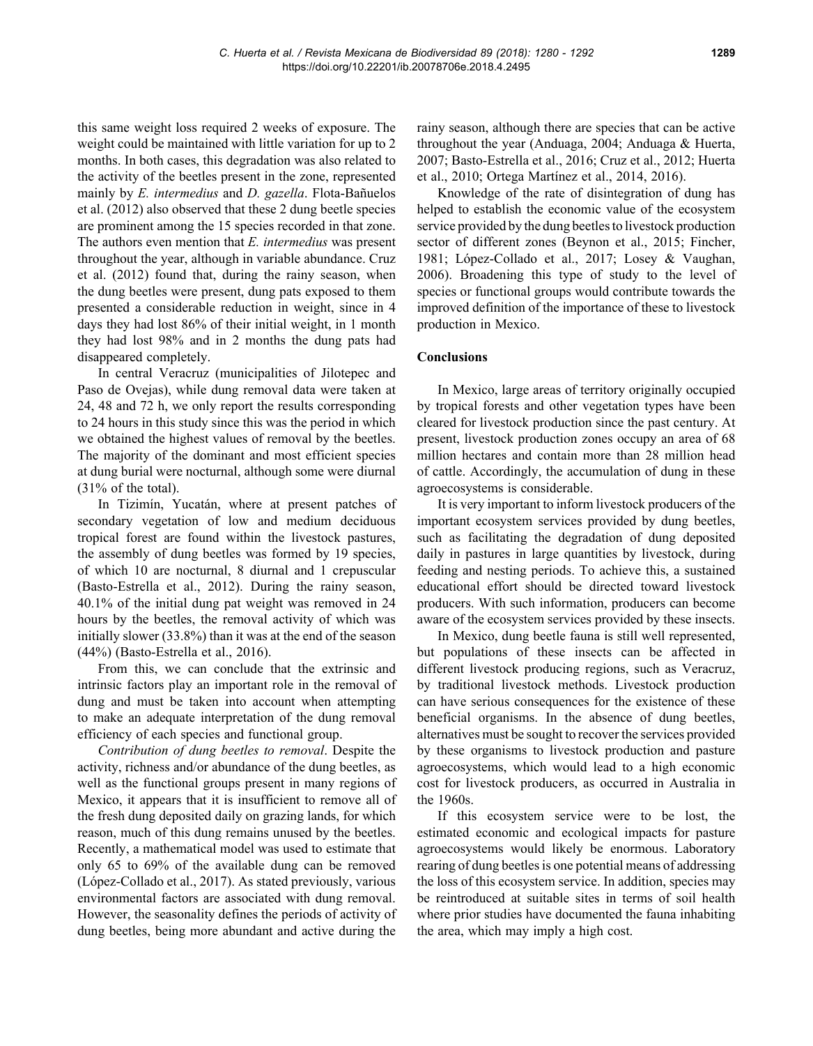this same weight loss required 2 weeks of exposure. The weight could be maintained with little variation for up to 2 months. In both cases, this degradation was also related to the activity of the beetles present in the zone, represented mainly by *E. intermedius* and *D. gazella*. Flota-Bañuelos et al. (2012) also observed that these 2 dung beetle species are prominent among the 15 species recorded in that zone. The authors even mention that *E. intermedius* was present throughout the year, although in variable abundance. Cruz et al. (2012) found that, during the rainy season, when the dung beetles were present, dung pats exposed to them presented a considerable reduction in weight, since in 4 days they had lost 86% of their initial weight, in 1 month they had lost 98% and in 2 months the dung pats had disappeared completely.

In central Veracruz (municipalities of Jilotepec and Paso de Ovejas), while dung removal data were taken at 24, 48 and 72 h, we only report the results corresponding to 24 hours in this study since this was the period in which we obtained the highest values of removal by the beetles. The majority of the dominant and most efficient species at dung burial were nocturnal, although some were diurnal (31% of the total).

In Tizimín, Yucatán, where at present patches of secondary vegetation of low and medium deciduous tropical forest are found within the livestock pastures, the assembly of dung beetles was formed by 19 species, of which 10 are nocturnal, 8 diurnal and 1 crepuscular (Basto-Estrella et al., 2012). During the rainy season, 40.1% of the initial dung pat weight was removed in 24 hours by the beetles, the removal activity of which was initially slower (33.8%) than it was at the end of the season (44%) (Basto-Estrella et al., 2016).

From this, we can conclude that the extrinsic and intrinsic factors play an important role in the removal of dung and must be taken into account when attempting to make an adequate interpretation of the dung removal efficiency of each species and functional group.

*Contribution of dung beetles to removal*. Despite the activity, richness and/or abundance of the dung beetles, as well as the functional groups present in many regions of Mexico, it appears that it is insufficient to remove all of the fresh dung deposited daily on grazing lands, for which reason, much of this dung remains unused by the beetles. Recently, a mathematical model was used to estimate that only 65 to 69% of the available dung can be removed (López-Collado et al., 2017). As stated previously, various environmental factors are associated with dung removal. However, the seasonality defines the periods of activity of dung beetles, being more abundant and active during the rainy season, although there are species that can be active throughout the year (Anduaga, 2004; Anduaga & Huerta, 2007; Basto-Estrella et al., 2016; Cruz et al., 2012; Huerta et al., 2010; Ortega Martínez et al., 2014, 2016).

Knowledge of the rate of disintegration of dung has helped to establish the economic value of the ecosystem service provided by the dung beetles to livestock production sector of different zones (Beynon et al., 2015; Fincher, 1981; López-Collado et al., 2017; Losey & Vaughan, 2006). Broadening this type of study to the level of species or functional groups would contribute towards the improved definition of the importance of these to livestock production in Mexico.

## Conclusions

In Mexico, large areas of territory originally occupied by tropical forests and other vegetation types have been cleared for livestock production since the past century. At present, livestock production zones occupy an area of 68 million hectares and contain more than 28 million head of cattle. Accordingly, the accumulation of dung in these agroecosystems is considerable.

It is very important to inform livestock producers of the important ecosystem services provided by dung beetles, such as facilitating the degradation of dung deposited daily in pastures in large quantities by livestock, during feeding and nesting periods. To achieve this, a sustained educational effort should be directed toward livestock producers. With such information, producers can become aware of the ecosystem services provided by these insects.

In Mexico, dung beetle fauna is still well represented, but populations of these insects can be affected in different livestock producing regions, such as Veracruz, by traditional livestock methods. Livestock production can have serious consequences for the existence of these beneficial organisms. In the absence of dung beetles, alternatives must be sought to recover the services provided by these organisms to livestock production and pasture agroecosystems, which would lead to a high economic cost for livestock producers, as occurred in Australia in the 1960s.

If this ecosystem service were to be lost, the estimated economic and ecological impacts for pasture agroecosystems would likely be enormous. Laboratory rearing of dung beetles is one potential means of addressing the loss of this ecosystem service. In addition, species may be reintroduced at suitable sites in terms of soil health where prior studies have documented the fauna inhabiting the area, which may imply a high cost.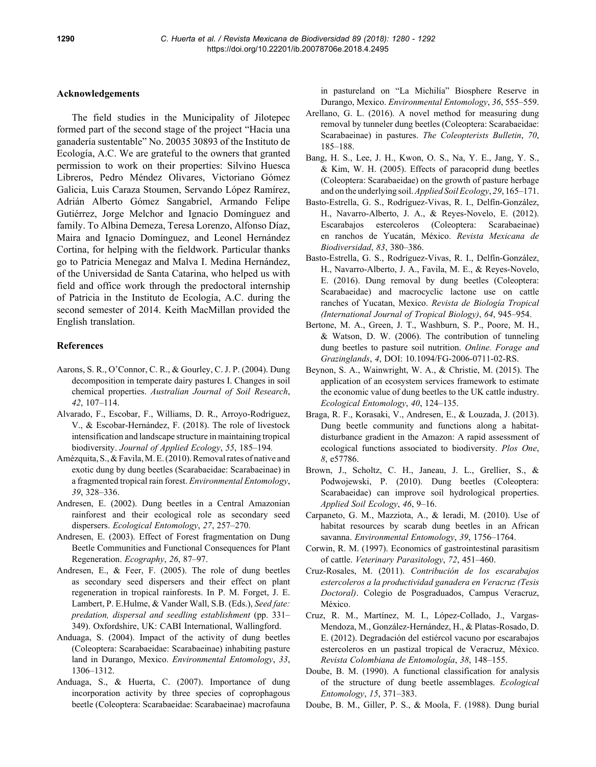## Acknowledgements

The field studies in the Municipality of Jilotepec formed part of the second stage of the project "Hacia una ganadería sustentable" No. 20035 30893 of the Instituto de Ecología, A.C. We are grateful to the owners that granted permission to work on their properties: Silvino Huesca Libreros, Pedro Méndez Olivares, Victoriano Gómez Galicia, Luis Caraza Stoumen, Servando López Ramírez, Adrián Alberto Gómez Sangabriel, Armando Felipe Gutiérrez, Jorge Melchor and Ignacio Domínguez and family. To Albina Demeza, Teresa Lorenzo, Alfonso Díaz, Maira and Ignacio Domínguez, and Leonel Hernández Cortina, for helping with the fieldwork. Particular thanks go to Patricia Menegaz and Malva I. Medina Hernández, of the Universidad de Santa Catarina, who helped us with field and office work through the predoctoral internship of Patricia in the Instituto de Ecología, A.C. during the second semester of 2014. Keith MacMillan provided the English translation.

## References

Aarons, S. R., O'Connor, C. R., & Gourley, C. J. P. (2004). Dung decomposition in temperate dairy pastures I. Changes in soil chemical properties. *Australian Journal of Soil Research*, *42*, 107–114.

Alvarado, F., Escobar, F., Williams, D. R., Arroyo-Rodríguez, V., & Escobar-Hernández, F. (2018). The role of livestock intensification and landscape structure in maintaining tropical biodiversity. *Journal of Applied Ecology*, *55*, 185–194.

Amézquita, S., & Favila, M. E. (2010). Removal rates of native and exotic dung by dung beetles (Scarabaeidae: Scarabaeinae) in a fragmented tropical rain forest. *Environmental Entomology*, *39*, 328–336.

Andresen, E. (2002). Dung beetles in a Central Amazonian rainforest and their ecological role as secondary seed dispersers. *Ecological Entomology*, *27*, 257–270.

Andresen, E. (2003). Effect of Forest fragmentation on Dung Beetle Communities and Functional Consequences for Plant Regeneration. *Ecography*, *26*, 87–97.

Andresen, E., & Feer, F. (2005). The role of dung beetles as secondary seed dispersers and their effect on plant regeneration in tropical rainforests. In P. M. Forget, J. E. Lambert, P. E.Hulme, & Vander Wall, S.B. (Eds.), *Seed fate: predation, dispersal and seedling establishment* (pp. 331–349). Oxfordshire, UK: CABI International, Wallingford.

Anduaga, S. (2004). Impact of the activity of dung beetles (Coleoptera: Scarabaeidae: Scarabaeinae) inhabiting pasture land in Durango, Mexico. *Environmental Entomology*, *33*, 1306–1312.

Anduaga, S., & Huerta, C. (2007). Importance of dung incorporation activity by three species of coprophagous beetle (Coleoptera: Scarabaeidae: Scarabaeinae) macrofauna in pastureland on "La Michilía" Biosphere Reserve in Durango, Mexico. *Environmental Entomology*, *36*, 555–559.

Arellano, G. L. (2016). A novel method for measuring dung removal by tunneler dung beetles (Coleoptera: Scarabaeidae: Scarabaeinae) in pastures. *The Coleopterists Bulletin*, *70*, 185–188.

Bang, H. S., Lee, J. H., Kwon, O. S., Na, Y. E., Jang, Y. S., & Kim, W. H. (2005). Effects of paracoprid dung beetles (Coleoptera: Scarabaeidae) on the growth of pasture herbage and on the underlying soil. *Applied Soil Ecology*, *29*, 165–171.

Basto-Estrella, G. S., Rodríguez-Vivas, R. I., Delfín-González, H., Navarro-Alberto, J. A., & Reyes-Novelo, E. (2012). Escarabajos estercoleros (Coleoptera: Scarabaeinae) en ranchos de Yucatán, México. *Revista Mexicana de Biodiversidad*, *83*, 380–386.

Basto-Estrella, G. S., Rodríguez-Vivas, R. I., Delfín-González, H., Navarro-Alberto, J. A., Favila, M. E., & Reyes-Novelo, E. (2016). Dung removal by dung beetles (Coleoptera: Scarabaeidae) and macrocyclic lactone use on cattle ranches of Yucatan, Mexico. *Revista de Biología Tropical (International Journal of Tropical Biology)*, *64*, 945–954.

Bertone, M. A., Green, J. T., Washburn, S. P., Poore, M. H., & Watson, D. W. (2006). The contribution of tunneling dung beetles to pasture soil nutrition. *Online. Forage and Grazinglands*, *4*, DOI: 10.1094/FG-2006-0711-02-RS.

Beynon, S. A., Wainwright, W. A., & Christie, M. (2015). The application of an ecosystem services framework to estimate the economic value of dung beetles to the UK cattle industry. *Ecological Entomology*, *40*, 124–135.

Braga, R. F., Korasaki, V., Andresen, E., & Louzada, J. (2013). Dung beetle community and functions along a habitat-disturbance gradient in the Amazon: A rapid assessment of ecological functions associated to biodiversity. *Plos One*, *8*, e57786.

Brown, J., Scholtz, C. H., Janeau, J. L., Grellier, S., & Podwojewski, P. (2010). Dung beetles (Coleoptera: Scarabaeidae) can improve soil hydrological properties. *Applied Soil Ecology*, *46*, 9–16.

Carpaneto, G. M., Mazziota, A., & Ieradi, M. (2010). Use of habitat resources by scarab dung beetles in an African savanna. *Environmental Entomology*, *39*, 1756–1764.

Corwin, R. M. (1997). Economics of gastrointestinal parasitism of cattle. *Veterinary Parasitology*, *72*, 451–460.

Cruz-Rosales, M. (2011). *Contribución de los escarabajos estercoleros a la productividad ganadera en Veracruz (Tesis Doctoral)*. Colegio de Posgraduados, Campus Veracruz, México.

Cruz, R. M., Martínez, M. I., López-Collado, J., Vargas-Mendoza, M., González-Hernández, H., & Platas-Rosado, D. E. (2012). Degradación del estiércol vacuno por escarabajos estercoleros en un pastizal tropical de Veracruz, México. *Revista Colombiana de Entomología*, *38*, 148–155.

Doube, B. M. (1990). A functional classification for analysis of the structure of dung beetle assemblages. *Ecological Entomology*, *15*, 371–383.

Doube, B. M., Giller, P. S., & Moola, F. (1988). Dung burial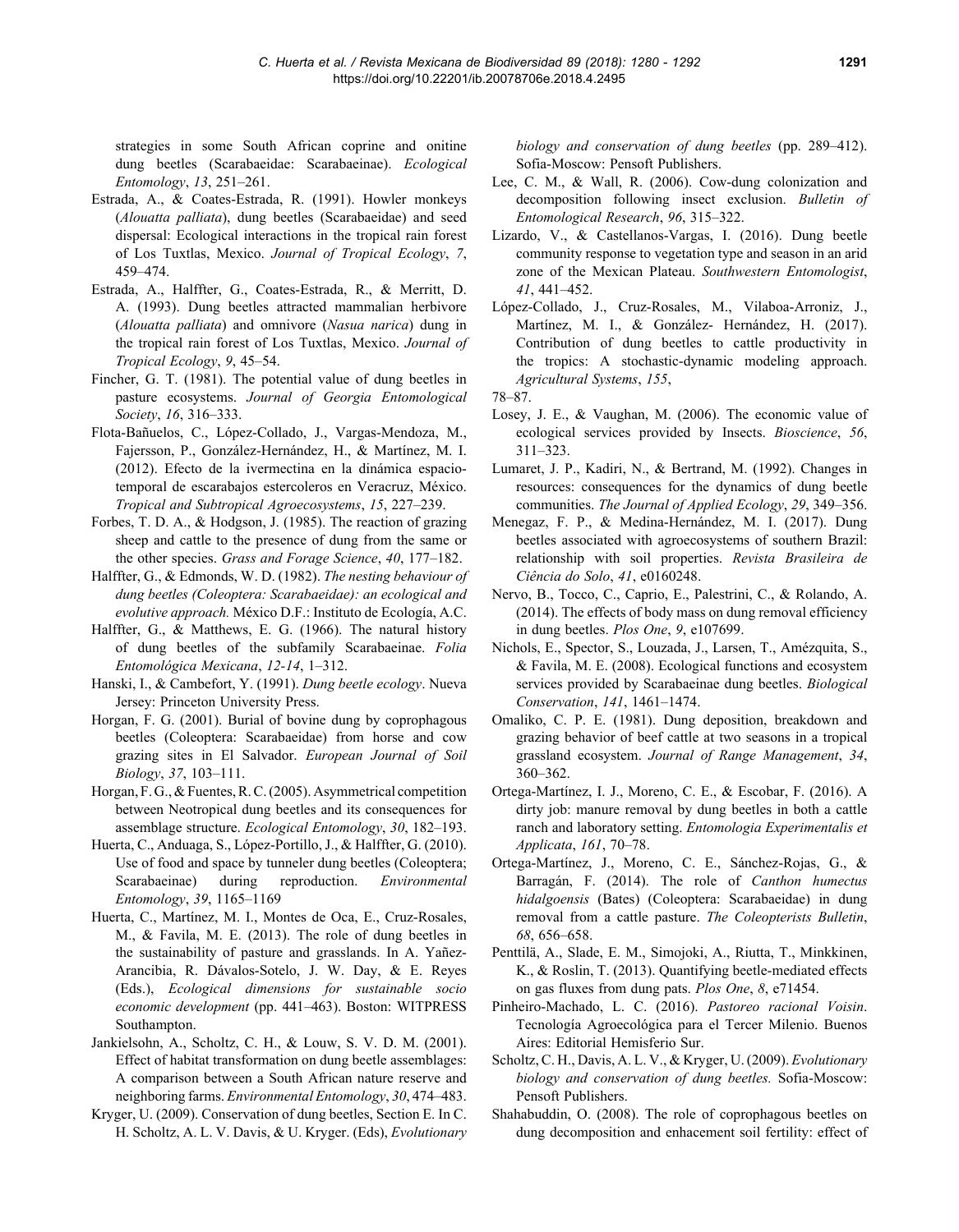strategies in some South African coprine and onitine dung beetles (Scarabaeidae: Scarabaeinae). *Ecological Entomology*, *13*, 251–261.

Estrada, A., & Coates-Estrada, R. (1991). Howler monkeys (*Alouatta palliata*), dung beetles (Scarabaeidae) and seed dispersal: Ecological interactions in the tropical rain forest of Los Tuxtlas, Mexico. *Journal of Tropical Ecology*, *7*, 459–474.

Estrada, A., Halffter, G., Coates-Estrada, R., & Merritt, D. A. (1993). Dung beetles attracted mammalian herbivore (*Alouatta palliata*) and omnivore (*Nasua narica*) dung in the tropical rain forest of Los Tuxtlas, Mexico. *Journal of Tropical Ecology*, *9*, 45–54.

Fincher, G. T. (1981). The potential value of dung beetles in pasture ecosystems. *Journal of Georgia Entomological Society*, *16*, 316–333.

Flota-Bañuelos, C., López-Collado, J., Vargas-Mendoza, M., Fajersson, P., González-Hernández, H., & Martínez, M. I. (2012). Efecto de la ivermectina en la dinámica espacio-temporal de escarabajos estercoleros en Veracruz, México. *Tropical and Subtropical Agroecosystems*, *15*, 227–239.

Forbes, T. D. A., & Hodgson, J. (1985). The reaction of grazing sheep and cattle to the presence of dung from the same or the other species. *Grass and Forage Science*, *40*, 177–182.

Halffter, G., & Edmonds, W. D. (1982). *The nesting behaviour of dung beetles (Coleoptera: Scarabaeidae): an ecological and evolutive approach.* México D.F.: Instituto de Ecología, A.C.

Halffter, G., & Matthews, E. G. (1966). The natural history of dung beetles of the subfamily Scarabaeinae. *Folia Entomológica Mexicana*, *12-14*, 1–312.

Hanski, I., & Cambefort, Y. (1991). *Dung beetle ecology*. Nueva Jersey: Princeton University Press.

Horgan, F. G. (2001). Burial of bovine dung by coprophagous beetles (Coleoptera: Scarabaeidae) from horse and cow grazing sites in El Salvador. *European Journal of Soil Biology*, *37*, 103–111.

Horgan, F. G., & Fuentes, R. C. (2005). Asymmetrical competition between Neotropical dung beetles and its consequences for assemblage structure. *Ecological Entomology*, *30*, 182–193.

Huerta, C., Anduaga, S., López-Portillo, J., & Halffter, G. (2010). Use of food and space by tunneler dung beetles (Coleoptera; Scarabaeinae) during reproduction. *Environmental Entomology*, *39*, 1165–1169

Huerta, C., Martínez, M. I., Montes de Oca, E., Cruz-Rosales, M., & Favila, M. E. (2013). The role of dung beetles in the sustainability of pasture and grasslands. In A. Yañez-Arancibia, R. Dávalos-Sotelo, J. W. Day, & E. Reyes (Eds.), *Ecological dimensions for sustainable socio economic development* (pp. 441–463). Boston: WITPRESS Southampton.

Jankielsohn, A., Scholtz, C. H., & Louw, S. V. D. M. (2001). Effect of habitat transformation on dung beetle assemblages: A comparison between a South African nature reserve and neighboring farms. *Environmental Entomology*, *30*, 474–483.

Kryger, U. (2009). Conservation of dung beetles, Section E. In C. H. Scholtz, A. L. V. Davis, & U. Kryger. (Eds), *Evolutionary biology and conservation of dung beetles* (pp. 289–412). Sofia-Moscow: Pensoft Publishers.

Lee, C. M., & Wall, R. (2006). Cow-dung colonization and decomposition following insect exclusion. *Bulletin of Entomological Research*, *96*, 315–322.

Lizardo, V., & Castellanos-Vargas, I. (2016). Dung beetle community response to vegetation type and season in an arid zone of the Mexican Plateau. *Southwestern Entomologist*, *41*, 441–452.

López-Collado, J., Cruz-Rosales, M., Vilaboa-Arroniz, J., Martínez, M. I., & González- Hernández, H. (2017). Contribution of dung beetles to cattle productivity in the tropics: A stochastic-dynamic modeling approach. *Agricultural Systems*, *155*,
78–87.

Losey, J. E., & Vaughan, M. (2006). The economic value of ecological services provided by Insects. *Bioscience*, *56*, 311–323.

Lumaret, J. P., Kadiri, N., & Bertrand, M. (1992). Changes in resources: consequences for the dynamics of dung beetle communities. *The Journal of Applied Ecology*, *29*, 349–356.

Menegaz, F. P., & Medina-Hernández, M. I. (2017). Dung beetles associated with agroecosystems of southern Brazil: relationship with soil properties. *Revista Brasileira de Ciência do Solo*, *41*, e0160248.

Nervo, B., Tocco, C., Caprio, E., Palestrini, C., & Rolando, A. (2014). The effects of body mass on dung removal efficiency in dung beetles. *Plos One*, *9*, e107699.

Nichols, E., Spector, S., Louzada, J., Larsen, T., Amézquita, S., & Favila, M. E. (2008). Ecological functions and ecosystem services provided by Scarabaeinae dung beetles. *Biological Conservation*, *141*, 1461–1474.

Omaliko, C. P. E. (1981). Dung deposition, breakdown and grazing behavior of beef cattle at two seasons in a tropical grassland ecosystem. *Journal of Range Management*, *34*, 360–362.

Ortega-Martínez, I. J., Moreno, C. E., & Escobar, F. (2016). A dirty job: manure removal by dung beetles in both a cattle ranch and laboratory setting. *Entomologia Experimentalis et Applicata*, *161*, 70–78.

Ortega-Martínez, J., Moreno, C. E., Sánchez-Rojas, G., & Barragán, F. (2014). The role of *Canthon humectus hidalgoensis* (Bates) (Coleoptera: Scarabaeidae) in dung removal from a cattle pasture. *The Coleopterists Bulletin*, *68*, 656–658.

Penttilä, A., Slade, E. M., Simojoki, A., Riutta, T., Minkkinen, K., & Roslin, T. (2013). Quantifying beetle-mediated effects on gas fluxes from dung pats. *Plos One*, *8*, e71454.

Pinheiro-Machado, L. C. (2016). *Pastoreo racional Voisin*. Tecnología Agroecológica para el Tercer Milenio. Buenos Aires: Editorial Hemisferio Sur.

Scholtz, C. H., Davis, A. L. V., & Kryger, U. (2009). *Evolutionary biology and conservation of dung beetles.* Sofia-Moscow: Pensoft Publishers.

Shahabuddin, O. (2008). The role of coprophagous beetles on dung decomposition and enhacement soil fertility: effect of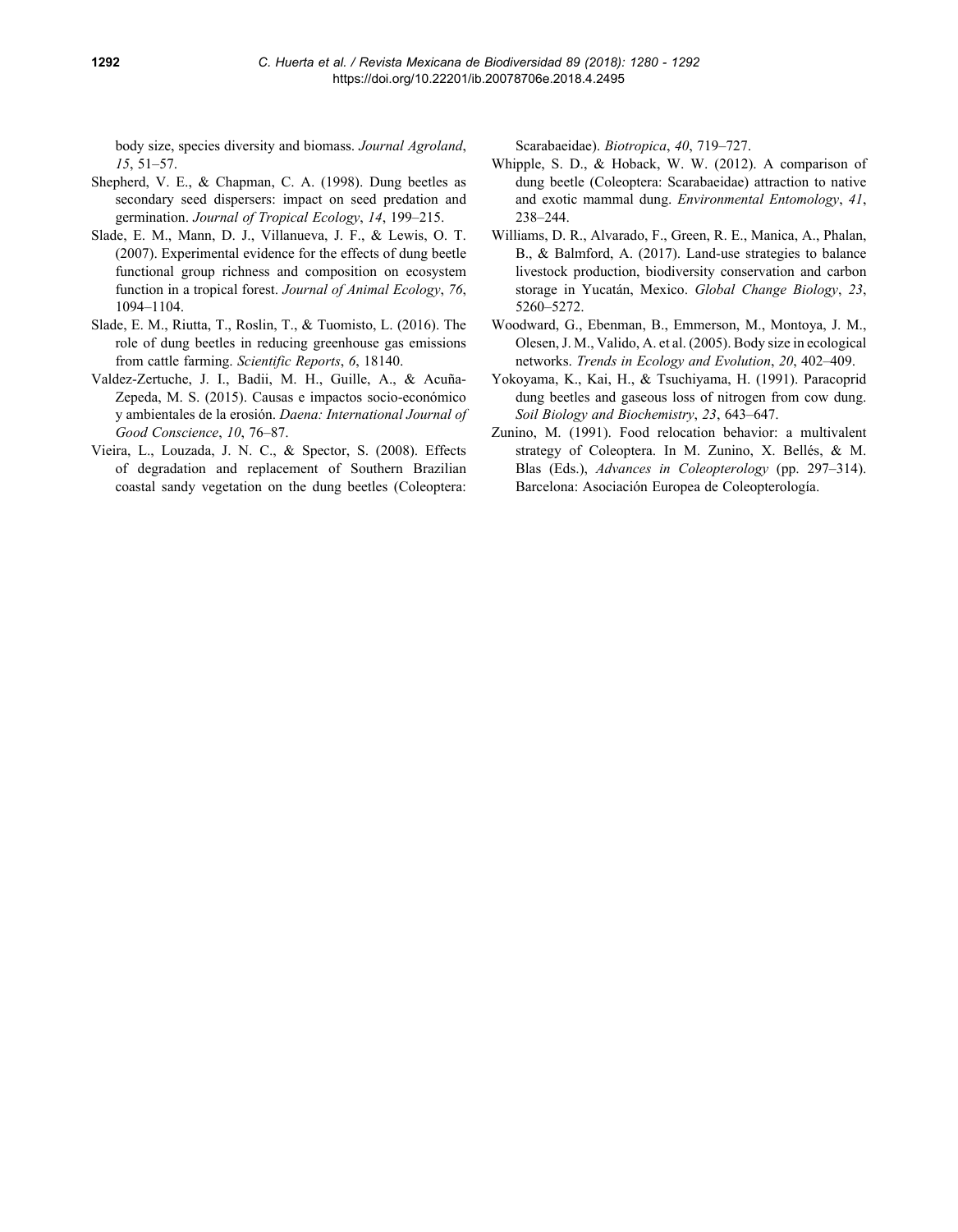body size, species diversity and biomass. *Journal Agroland*, *15*, 51–57.

Shepherd, V. E., & Chapman, C. A. (1998). Dung beetles as secondary seed dispersers: impact on seed predation and germination. *Journal of Tropical Ecology*, *14*, 199–215.

Slade, E. M., Mann, D. J., Villanueva, J. F., & Lewis, O. T. (2007). Experimental evidence for the effects of dung beetle functional group richness and composition on ecosystem function in a tropical forest. *Journal of Animal Ecology*, *76*, 1094–1104.

Slade, E. M., Riutta, T., Roslin, T., & Tuomisto, L. (2016). The role of dung beetles in reducing greenhouse gas emissions from cattle farming. *Scientific Reports*, *6*, 18140.

Valdez-Zertuche, J. I., Badii, M. H., Guille, A., & Acuña-Zepeda, M. S. (2015). Causas e impactos socio-económico y ambientales de la erosión. *Daena: International Journal of Good Conscience*, *10*, 76–87.

Vieira, L., Louzada, J. N. C., & Spector, S. (2008). Effects of degradation and replacement of Southern Brazilian coastal sandy vegetation on the dung beetles (Coleoptera: Scarabaeidae). *Biotropica*, *40*, 719–727.

Whipple, S. D., & Hoback, W. W. (2012). A comparison of dung beetle (Coleoptera: Scarabaeidae) attraction to native and exotic mammal dung. *Environmental Entomology*, *41*, 238–244.

Williams, D. R., Alvarado, F., Green, R. E., Manica, A., Phalan, B., & Balmford, A. (2017). Land-use strategies to balance livestock production, biodiversity conservation and carbon storage in Yucatán, Mexico. *Global Change Biology*, *23*, 5260–5272.

Woodward, G., Ebenman, B., Emmerson, M., Montoya, J. M., Olesen, J. M., Valido, A. et al. (2005). Body size in ecological networks. *Trends in Ecology and Evolution*, *20*, 402–409.

Yokoyama, K., Kai, H., & Tsuchiyama, H. (1991). Paracoprid dung beetles and gaseous loss of nitrogen from cow dung. *Soil Biology and Biochemistry*, *23*, 643–647.

Zunino, M. (1991). Food relocation behavior: a multivalent strategy of Coleoptera. In M. Zunino, X. Bellés, & M. Blas (Eds.), *Advances in Coleopterology* (pp. 297–314). Barcelona: Asociación Europea de Coleopterología.